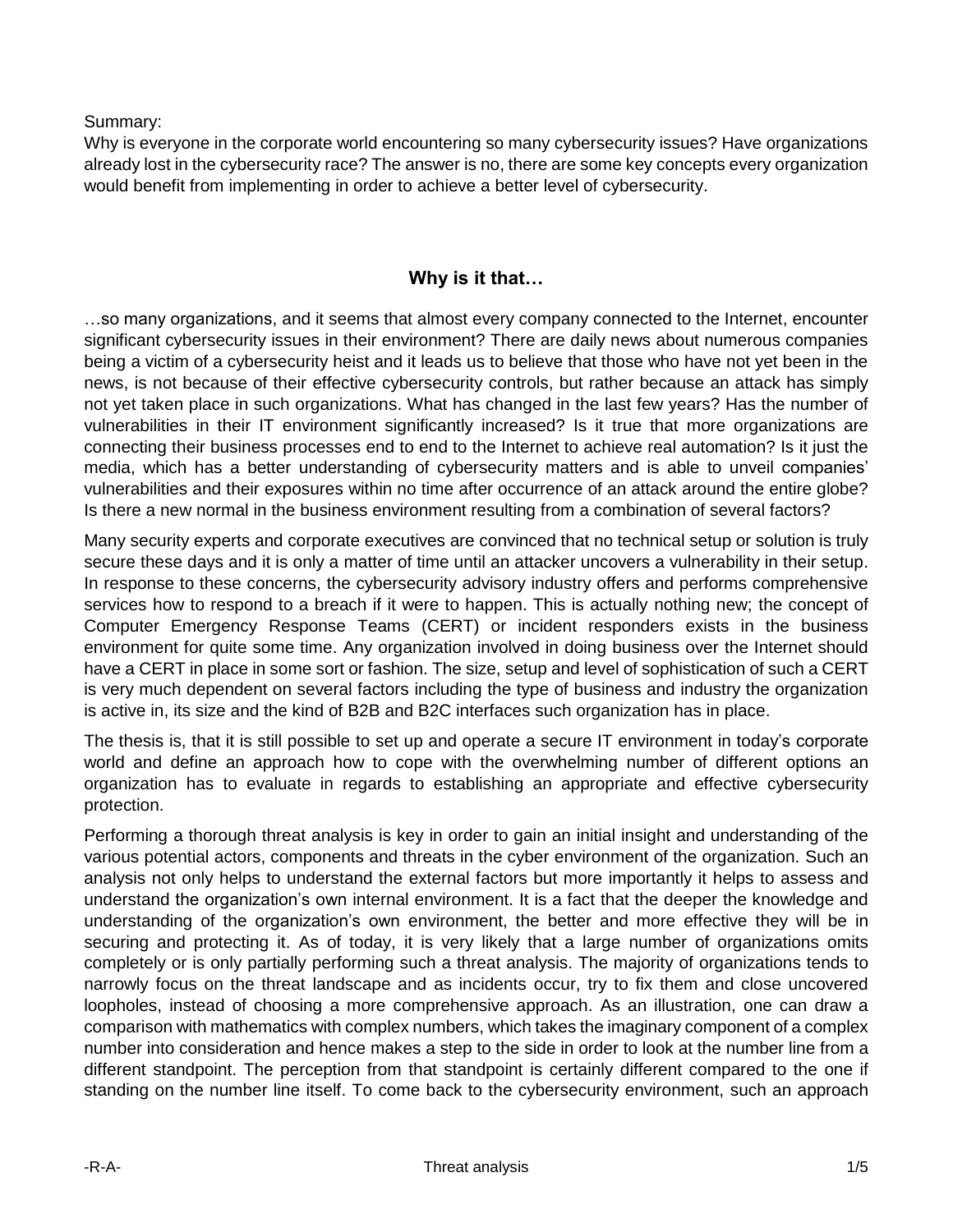Summary:

Why is everyone in the corporate world encountering so many cybersecurity issues? Have organizations already lost in the cybersecurity race? The answer is no, there are some key concepts every organization would benefit from implementing in order to achieve a better level of cybersecurity.

## Why is it that…

…so many organizations, and it seems that almost every company connected to the Internet, encounter significant cybersecurity issues in their environment? There are daily news about numerous companies being a victim of a cybersecurity heist and it leads us to believe that those who have not yet been in the news, is not because of their effective cybersecurity controls, but rather because an attack has simply not yet taken place in such organizations. What has changed in the last few years? Has the number of vulnerabilities in their IT environment significantly increased? Is it true that more organizations are connecting their business processes end to end to the Internet to achieve real automation? Is it just the media, which has a better understanding of cybersecurity matters and is able to unveil companies' vulnerabilities and their exposures within no time after occurrence of an attack around the entire globe? Is there a new normal in the business environment resulting from a combination of several factors?

Many security experts and corporate executives are convinced that no technical setup or solution is truly secure these days and it is only a matter of time until an attacker uncovers a vulnerability in their setup. In response to these concerns, the cybersecurity advisory industry offers and performs comprehensive services how to respond to a breach if it were to happen. This is actually nothing new; the concept of Computer Emergency Response Teams (CERT) or incident responders exists in the business environment for quite some time. Any organization involved in doing business over the Internet should have a CERT in place in some sort or fashion. The size, setup and level of sophistication of such a CERT is very much dependent on several factors including the type of business and industry the organization is active in, its size and the kind of B2B and B2C interfaces such organization has in place.

The thesis is, that it is still possible to set up and operate a secure IT environment in today's corporate world and define an approach how to cope with the overwhelming number of different options an organization has to evaluate in regards to establishing an appropriate and effective cybersecurity protection.

Performing a thorough threat analysis is key in order to gain an initial insight and understanding of the various potential actors, components and threats in the cyber environment of the organization. Such an analysis not only helps to understand the external factors but more importantly it helps to assess and understand the organization's own internal environment. It is a fact that the deeper the knowledge and understanding of the organization's own environment, the better and more effective they will be in securing and protecting it. As of today, it is very likely that a large number of organizations omits completely or is only partially performing such a threat analysis. The majority of organizations tends to narrowly focus on the threat landscape and as incidents occur, try to fix them and close uncovered loopholes, instead of choosing a more comprehensive approach. As an illustration, one can draw a comparison with mathematics with complex numbers, which takes the imaginary component of a complex number into consideration and hence makes a step to the side in order to look at the number line from a different standpoint. The perception from that standpoint is certainly different compared to the one if standing on the number line itself. To come back to the cybersecurity environment, such an approach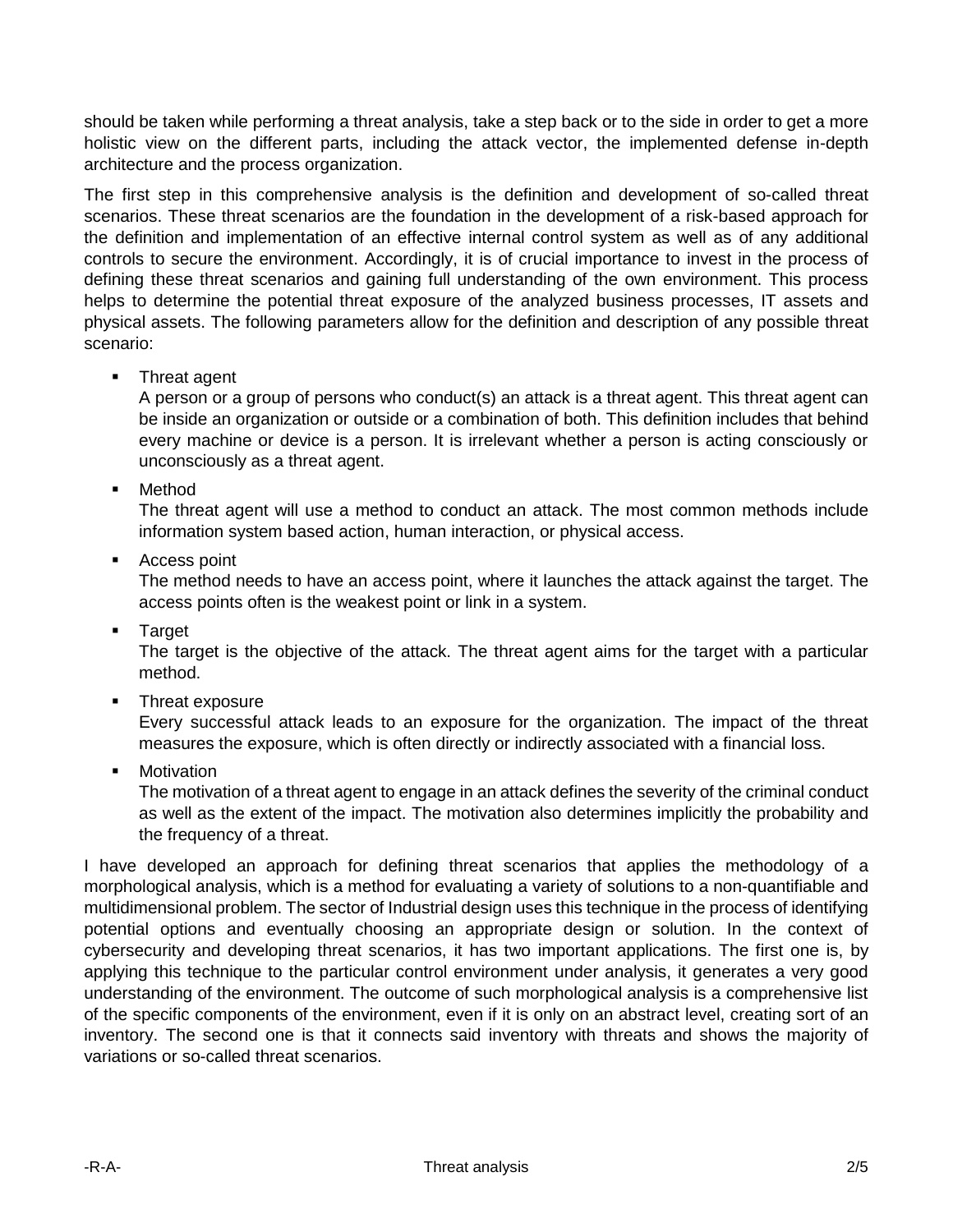should be taken while performing a threat analysis, take a step back or to the side in order to get a more holistic view on the different parts, including the attack vector, the implemented defense in-depth architecture and the process organization.

The first step in this comprehensive analysis is the definition and development of so-called threat scenarios. These threat scenarios are the foundation in the development of a risk-based approach for the definition and implementation of an effective internal control system as well as of any additional controls to secure the environment. Accordingly, it is of crucial importance to invest in the process of defining these threat scenarios and gaining full understanding of the own environment. This process helps to determine the potential threat exposure of the analyzed business processes, IT assets and physical assets. The following parameters allow for the definition and description of any possible threat scenario:

- Threat agent
  A person or a group of persons who conduct(s) an attack is a threat agent. This threat agent can be inside an organization or outside or a combination of both. This definition includes that behind every machine or device is a person. It is irrelevant whether a person is acting consciously or unconsciously as a threat agent.
- Method
  The threat agent will use a method to conduct an attack. The most common methods include information system based action, human interaction, or physical access.
- Access point
  The method needs to have an access point, where it launches the attack against the target. The access points often is the weakest point or link in a system.
- Target
  The target is the objective of the attack. The threat agent aims for the target with a particular method.
- Threat exposure
  Every successful attack leads to an exposure for the organization. The impact of the threat measures the exposure, which is often directly or indirectly associated with a financial loss.
- Motivation
  The motivation of a threat agent to engage in an attack defines the severity of the criminal conduct as well as the extent of the impact. The motivation also determines implicitly the probability and the frequency of a threat.

I have developed an approach for defining threat scenarios that applies the methodology of a morphological analysis, which is a method for evaluating a variety of solutions to a non-quantifiable and multidimensional problem. The sector of Industrial design uses this technique in the process of identifying potential options and eventually choosing an appropriate design or solution. In the context of cybersecurity and developing threat scenarios, it has two important applications. The first one is, by applying this technique to the particular control environment under analysis, it generates a very good understanding of the environment. The outcome of such morphological analysis is a comprehensive list of the specific components of the environment, even if it is only on an abstract level, creating sort of an inventory. The second one is that it connects said inventory with threats and shows the majority of variations or so-called threat scenarios.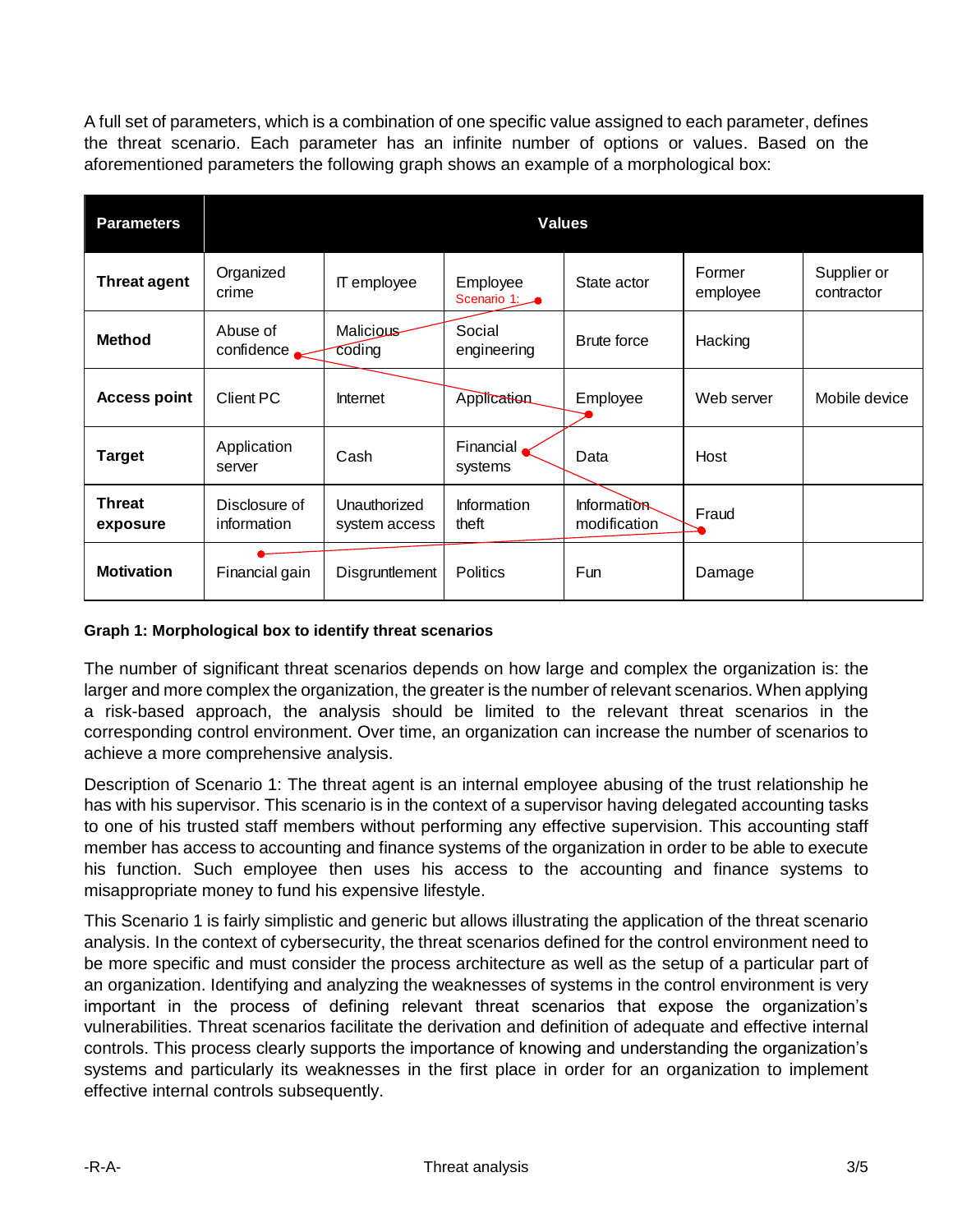A full set of parameters, which is a combination of one specific value assigned to each parameter, defines the threat scenario. Each parameter has an infinite number of options or values. Based on the aforementioned parameters the following graph shows an example of a morphological box:

| Parameters | Values | | | | | |
|---|---|---|---|---|---|---|
| **Threat agent** | Organized crime | IT employee | Employee Scenario 1: | State actor | Former employee | Supplier or contractor |
| **Method** | Abuse of confidence | Malicious coding | Social engineering | Brute force | Hacking | |
| **Access point** | Client PC | Internet | Application | Employee | Web server | Mobile device |
| **Target** | Application server | Cash | Financial systems | Data | Host | |
| **Threat exposure** | Disclosure of information | Unauthorized system access | Information theft | Information modification | Fraud | |
| **Motivation** | Financial gain | Disgruntlement | Politics | Fun | Damage | |

**Graph 1: Morphological box to identify threat scenarios**

The number of significant threat scenarios depends on how large and complex the organization is: the larger and more complex the organization, the greater is the number of relevant scenarios. When applying a risk-based approach, the analysis should be limited to the relevant threat scenarios in the corresponding control environment. Over time, an organization can increase the number of scenarios to achieve a more comprehensive analysis.

Description of Scenario 1: The threat agent is an internal employee abusing of the trust relationship he has with his supervisor. This scenario is in the context of a supervisor having delegated accounting tasks to one of his trusted staff members without performing any effective supervision. This accounting staff member has access to accounting and finance systems of the organization in order to be able to execute his function. Such employee then uses his access to the accounting and finance systems to misappropriate money to fund his expensive lifestyle.

This Scenario 1 is fairly simplistic and generic but allows illustrating the application of the threat scenario analysis. In the context of cybersecurity, the threat scenarios defined for the control environment need to be more specific and must consider the process architecture as well as the setup of a particular part of an organization. Identifying and analyzing the weaknesses of systems in the control environment is very important in the process of defining relevant threat scenarios that expose the organization's vulnerabilities. Threat scenarios facilitate the derivation and definition of adequate and effective internal controls. This process clearly supports the importance of knowing and understanding the organization's systems and particularly its weaknesses in the first place in order for an organization to implement effective internal controls subsequently.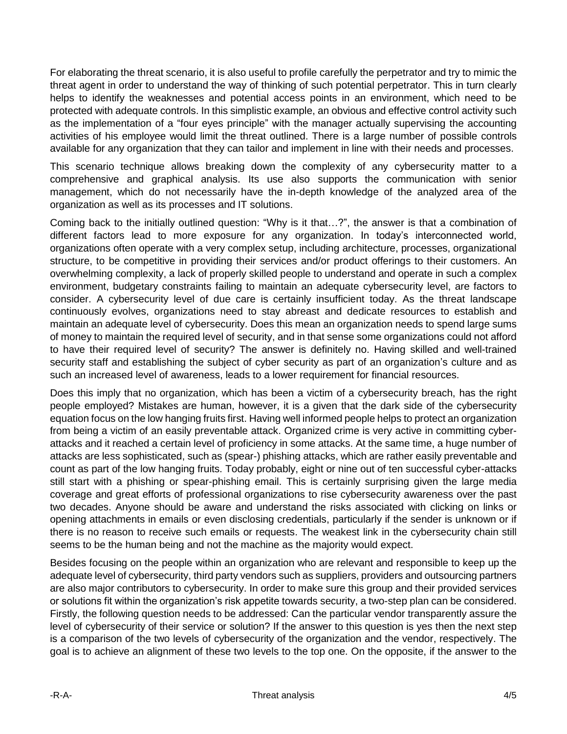For elaborating the threat scenario, it is also useful to profile carefully the perpetrator and try to mimic the threat agent in order to understand the way of thinking of such potential perpetrator. This in turn clearly helps to identify the weaknesses and potential access points in an environment, which need to be protected with adequate controls. In this simplistic example, an obvious and effective control activity such as the implementation of a "four eyes principle" with the manager actually supervising the accounting activities of his employee would limit the threat outlined. There is a large number of possible controls available for any organization that they can tailor and implement in line with their needs and processes.

This scenario technique allows breaking down the complexity of any cybersecurity matter to a comprehensive and graphical analysis. Its use also supports the communication with senior management, which do not necessarily have the in-depth knowledge of the analyzed area of the organization as well as its processes and IT solutions.

Coming back to the initially outlined question: "Why is it that…?", the answer is that a combination of different factors lead to more exposure for any organization. In today's interconnected world, organizations often operate with a very complex setup, including architecture, processes, organizational structure, to be competitive in providing their services and/or product offerings to their customers. An overwhelming complexity, a lack of properly skilled people to understand and operate in such a complex environment, budgetary constraints failing to maintain an adequate cybersecurity level, are factors to consider. A cybersecurity level of due care is certainly insufficient today. As the threat landscape continuously evolves, organizations need to stay abreast and dedicate resources to establish and maintain an adequate level of cybersecurity. Does this mean an organization needs to spend large sums of money to maintain the required level of security, and in that sense some organizations could not afford to have their required level of security? The answer is definitely no. Having skilled and well-trained security staff and establishing the subject of cyber security as part of an organization's culture and as such an increased level of awareness, leads to a lower requirement for financial resources.

Does this imply that no organization, which has been a victim of a cybersecurity breach, has the right people employed? Mistakes are human, however, it is a given that the dark side of the cybersecurity equation focus on the low hanging fruits first. Having well informed people helps to protect an organization from being a victim of an easily preventable attack. Organized crime is very active in committing cyber-attacks and it reached a certain level of proficiency in some attacks. At the same time, a huge number of attacks are less sophisticated, such as (spear-) phishing attacks, which are rather easily preventable and count as part of the low hanging fruits. Today probably, eight or nine out of ten successful cyber-attacks still start with a phishing or spear-phishing email. This is certainly surprising given the large media coverage and great efforts of professional organizations to rise cybersecurity awareness over the past two decades. Anyone should be aware and understand the risks associated with clicking on links or opening attachments in emails or even disclosing credentials, particularly if the sender is unknown or if there is no reason to receive such emails or requests. The weakest link in the cybersecurity chain still seems to be the human being and not the machine as the majority would expect.

Besides focusing on the people within an organization who are relevant and responsible to keep up the adequate level of cybersecurity, third party vendors such as suppliers, providers and outsourcing partners are also major contributors to cybersecurity. In order to make sure this group and their provided services or solutions fit within the organization's risk appetite towards security, a two-step plan can be considered. Firstly, the following question needs to be addressed: Can the particular vendor transparently assure the level of cybersecurity of their service or solution? If the answer to this question is yes then the next step is a comparison of the two levels of cybersecurity of the organization and the vendor, respectively. The goal is to achieve an alignment of these two levels to the top one. On the opposite, if the answer to the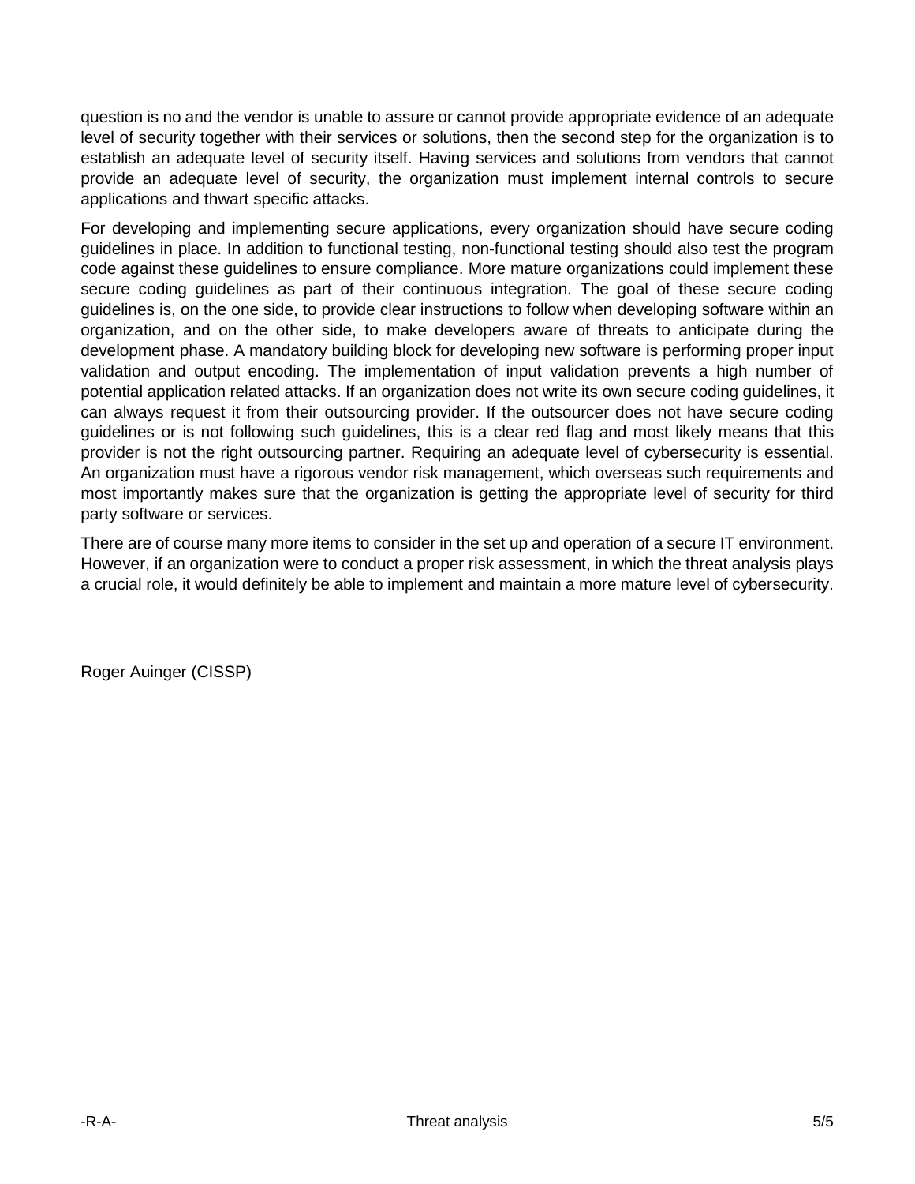question is no and the vendor is unable to assure or cannot provide appropriate evidence of an adequate level of security together with their services or solutions, then the second step for the organization is to establish an adequate level of security itself. Having services and solutions from vendors that cannot provide an adequate level of security, the organization must implement internal controls to secure applications and thwart specific attacks.

For developing and implementing secure applications, every organization should have secure coding guidelines in place. In addition to functional testing, non-functional testing should also test the program code against these guidelines to ensure compliance. More mature organizations could implement these secure coding guidelines as part of their continuous integration. The goal of these secure coding guidelines is, on the one side, to provide clear instructions to follow when developing software within an organization, and on the other side, to make developers aware of threats to anticipate during the development phase. A mandatory building block for developing new software is performing proper input validation and output encoding. The implementation of input validation prevents a high number of potential application related attacks. If an organization does not write its own secure coding guidelines, it can always request it from their outsourcing provider. If the outsourcer does not have secure coding guidelines or is not following such guidelines, this is a clear red flag and most likely means that this provider is not the right outsourcing partner. Requiring an adequate level of cybersecurity is essential. An organization must have a rigorous vendor risk management, which overseas such requirements and most importantly makes sure that the organization is getting the appropriate level of security for third party software or services.

There are of course many more items to consider in the set up and operation of a secure IT environment. However, if an organization were to conduct a proper risk assessment, in which the threat analysis plays a crucial role, it would definitely be able to implement and maintain a more mature level of cybersecurity.

Roger Auinger (CISSP)